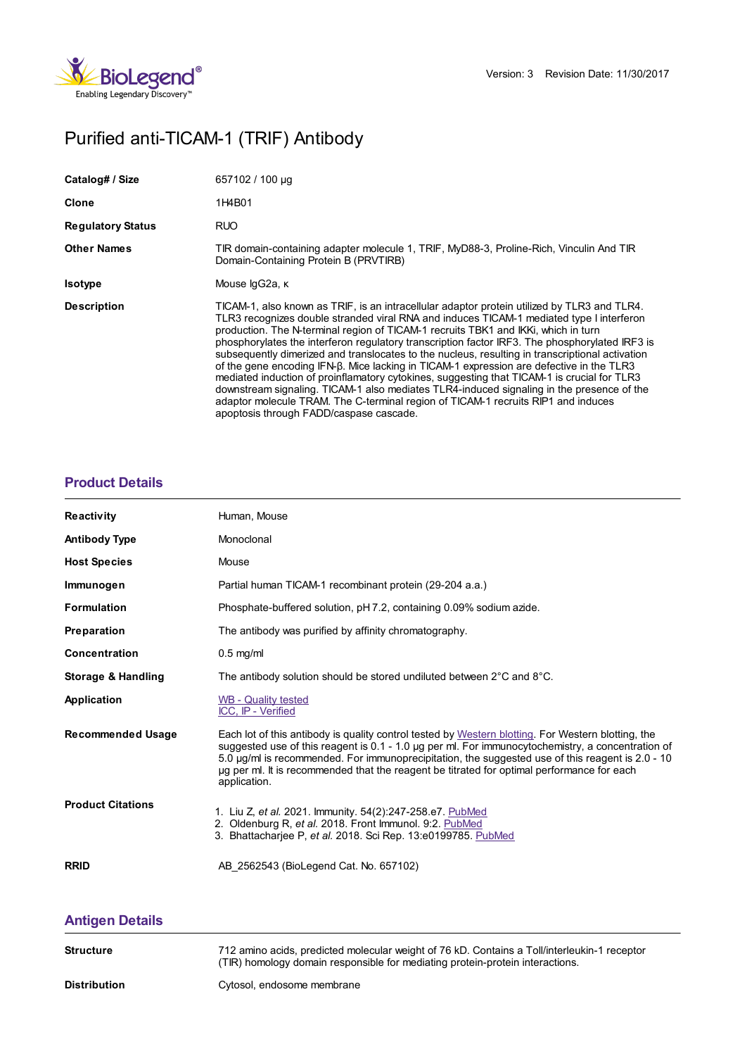Version: 3 Revision Date: 11/30/2017

# Purified anti-TICAM-1 (TRIF) Antibody

| | |
|---|---|
| **Catalog# / Size** | 657102 / 100 µg |
| **Clone** | 1H4B01 |
| **Regulatory Status** | RUO |
| **Other Names** | TIR domain-containing adapter molecule 1, TRIF, MyD88-3, Proline-Rich, Vinculin And TIR Domain-Containing Protein B (PRVTIRB) |
| **Isotype** | Mouse IgG2a, κ |
| **Description** | TICAM-1, also known as TRIF, is an intracellular adaptor protein utilized by TLR3 and TLR4. TLR3 recognizes double stranded viral RNA and induces TICAM-1 mediated type I interferon production. The N-terminal region of TICAM-1 recruits TBK1 and IKKi, which in turn phosphorylates the interferon regulatory transcription factor IRF3. The phosphorylated IRF3 is subsequently dimerized and translocates to the nucleus, resulting in transcriptional activation of the gene encoding IFN-β. Mice lacking in TICAM-1 expression are defective in the TLR3 mediated induction of proinflamatory cytokines, suggesting that TICAM-1 is crucial for TLR3 downstream signaling. TICAM-1 also mediates TLR4-induced signaling in the presence of the adaptor molecule TRAM. The C-terminal region of TICAM-1 recruits RIP1 and induces apoptosis through FADD/caspase cascade. |

## Product Details

| | |
|---|---|
| **Reactivity** | Human, Mouse |
| **Antibody Type** | Monoclonal |
| **Host Species** | Mouse |
| **Immunogen** | Partial human TICAM-1 recombinant protein (29-204 a.a.) |
| **Formulation** | Phosphate-buffered solution, pH 7.2, containing 0.09% sodium azide. |
| **Preparation** | The antibody was purified by affinity chromatography. |
| **Concentration** | 0.5 mg/ml |
| **Storage & Handling** | The antibody solution should be stored undiluted between 2°C and 8°C. |
| **Application** | WB - Quality tested<br>ICC, IP - Verified |
| **Recommended Usage** | Each lot of this antibody is quality control tested by Western blotting. For Western blotting, the suggested use of this reagent is 0.1 - 1.0 µg per ml. For immunocytochemistry, a concentration of 5.0 µg/ml is recommended. For immunoprecipitation, the suggested use of this reagent is 2.0 - 10 µg per ml. It is recommended that the reagent be titrated for optimal performance for each application. |
| **Product Citations** | 1. Liu Z, *et al.* 2021. Immunity. 54(2):247-258.e7. PubMed<br>2. Oldenburg R, *et al.* 2018. Front Immunol. 9:2. PubMed<br>3. Bhattacharjee P, *et al.* 2018. Sci Rep. 13:e0199785. PubMed |
| **RRID** | AB_2562543 (BioLegend Cat. No. 657102) |

## Antigen Details

| | |
|---|---|
| **Structure** | 712 amino acids, predicted molecular weight of 76 kD. Contains a Toll/interleukin-1 receptor (TIR) homology domain responsible for mediating protein-protein interactions. |
| **Distribution** | Cytosol, endosome membrane |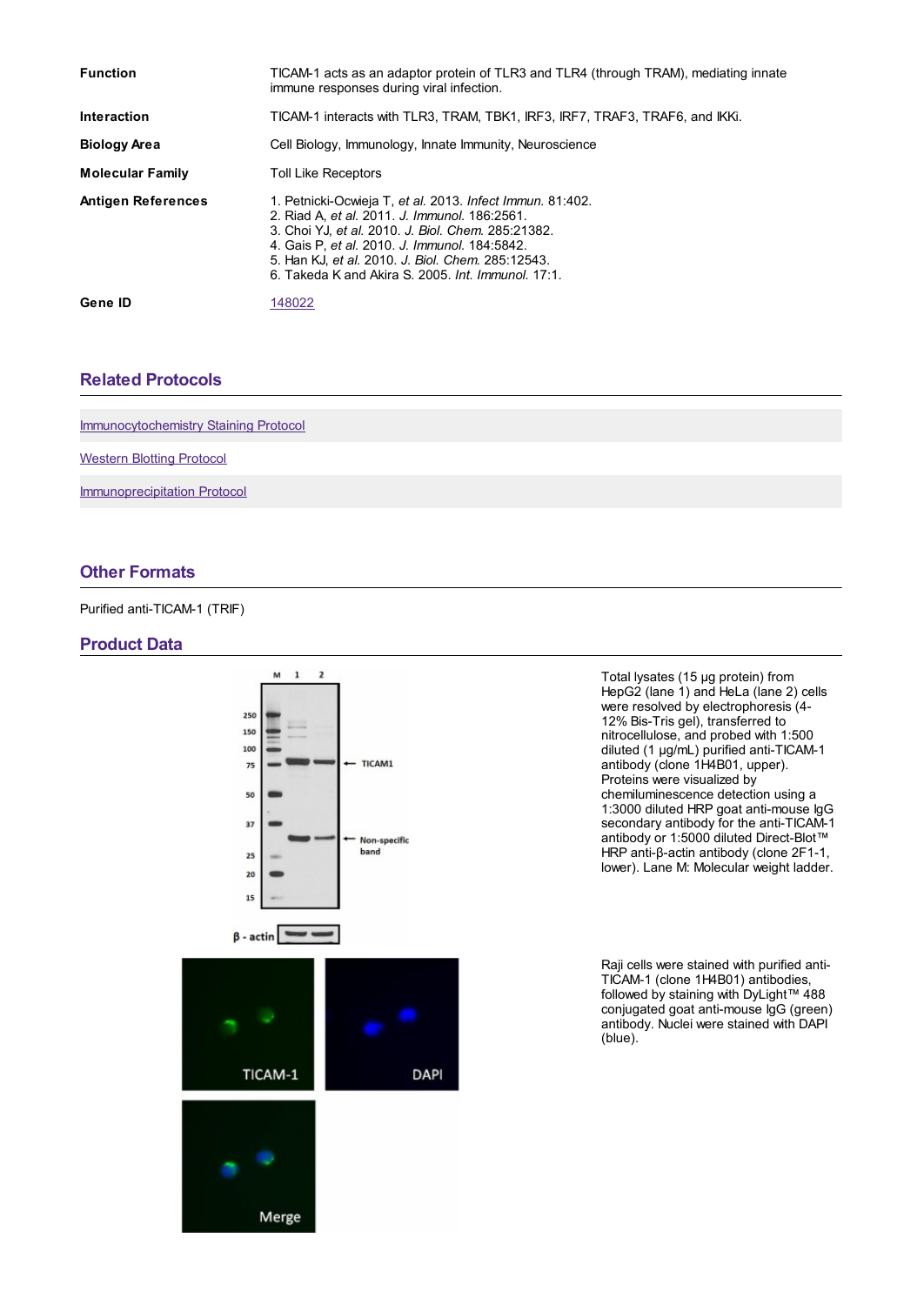| | |
|---|---|
| **Function** | TICAM-1 acts as an adaptor protein of TLR3 and TLR4 (through TRAM), mediating innate immune responses during viral infection. |
| **Interaction** | TICAM-1 interacts with TLR3, TRAM, TBK1, IRF3, IRF7, TRAF3, TRAF6, and IKKi. |
| **Biology Area** | Cell Biology, Immunology, Innate Immunity, Neuroscience |
| **Molecular Family** | Toll Like Receptors |
| **Antigen References** | 1. Petnicki-Ocwieja T, *et al.* 2013. *Infect Immun.* 81:402.<br>2. Riad A, *et al.* 2011. *J. Immunol.* 186:2561.<br>3. Choi YJ, *et al.* 2010. *J. Biol. Chem.* 285:21382.<br>4. Gais P, *et al.* 2010. *J. Immunol.* 184:5842.<br>5. Han KJ, *et al.* 2010. *J. Biol. Chem.* 285:12543.<br>6. Takeda K and Akira S. 2005. *Int. Immunol.* 17:1. |
| **Gene ID** | 148022 |

## Related Protocols

Immunocytochemistry Staining Protocol

Western Blotting Protocol

Immunoprecipitation Protocol

## Other Formats

Purified anti-TICAM-1 (TRIF)

## Product Data

Total lysates (15 µg protein) from HepG2 (lane 1) and HeLa (lane 2) cells were resolved by electrophoresis (4-12% Bis-Tris gel), transferred to nitrocellulose, and probed with 1:500 diluted (1 µg/mL) purified anti-TICAM-1 antibody (clone 1H4B01, upper). Proteins were visualized by chemiluminescence detection using a 1:3000 diluted HRP goat anti-mouse IgG secondary antibody for the anti-TICAM-1 antibody or 1:5000 diluted Direct-Blot™ HRP anti-β-actin antibody (clone 2F1-1, lower). Lane M: Molecular weight ladder.

Raji cells were stained with purified anti-TICAM-1 (clone 1H4B01) antibodies, followed by staining with DyLight™ 488 conjugated goat anti-mouse IgG (green) antibody. Nuclei were stained with DAPI (blue).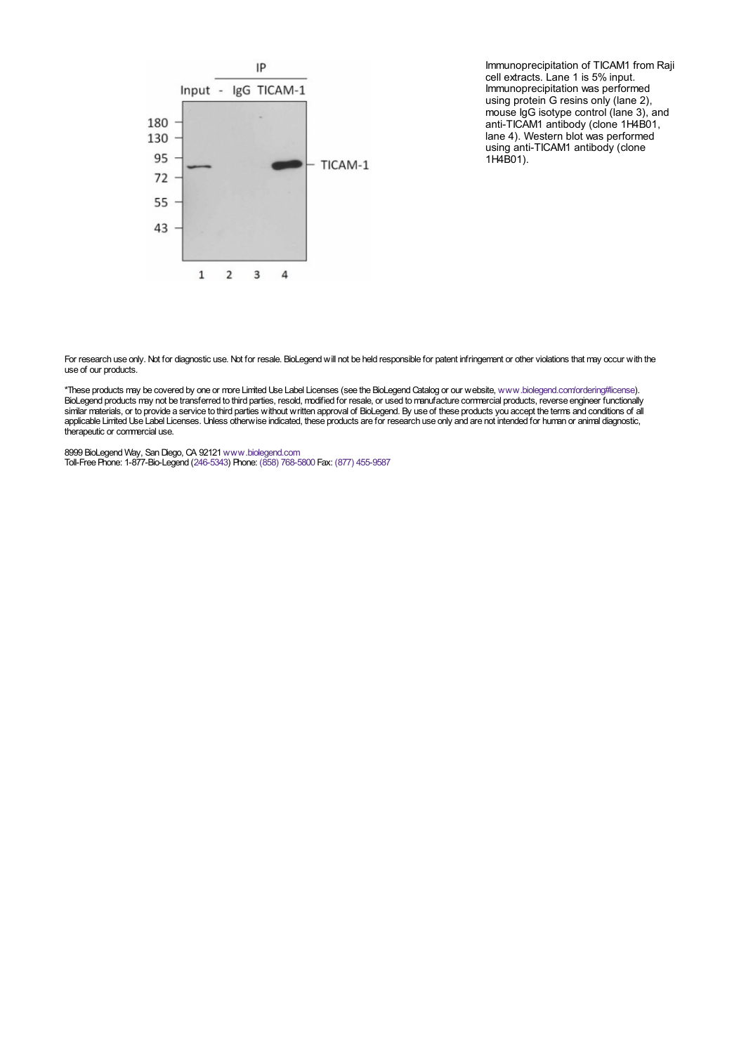IP

Input - IgG TICAM-1

180
130
95
72
55
43

TICAM-1

1 2 3 4

Immunoprecipitation of TICAM1 from Raji cell extracts. Lane 1 is 5% input. Immunoprecipitation was performed using protein G resins only (lane 2), mouse IgG isotype control (lane 3), and anti-TICAM1 antibody (clone 1H4B01, lane 4). Western blot was performed using anti-TICAM1 antibody (clone 1H4B01).

For research use only. Not for diagnostic use. Not for resale. BioLegend will not be held responsible for patent infringement or other violations that may occur with the use of our products.

*These products may be covered by one or more Limited Use Label Licenses (see the BioLegend Catalog or our website, www.biolegend.com/ordering#license). BioLegend products may not be transferred to third parties, resold, modified for resale, or used to manufacture commercial products, reverse engineer functionally similar materials, or to provide a service to third parties without written approval of BioLegend. By use of these products you accept the terms and conditions of all applicable Limited Use Label Licenses. Unless otherwise indicated, these products are for research use only and are not intended for human or animal diagnostic, therapeutic or commercial use.

8999 BioLegend Way, San Diego, CA 92121 www.biolegend.com
Toll-Free Phone: 1-877-Bio-Legend (246-5343) Phone: (858) 768-5800 Fax: (877) 455-9587